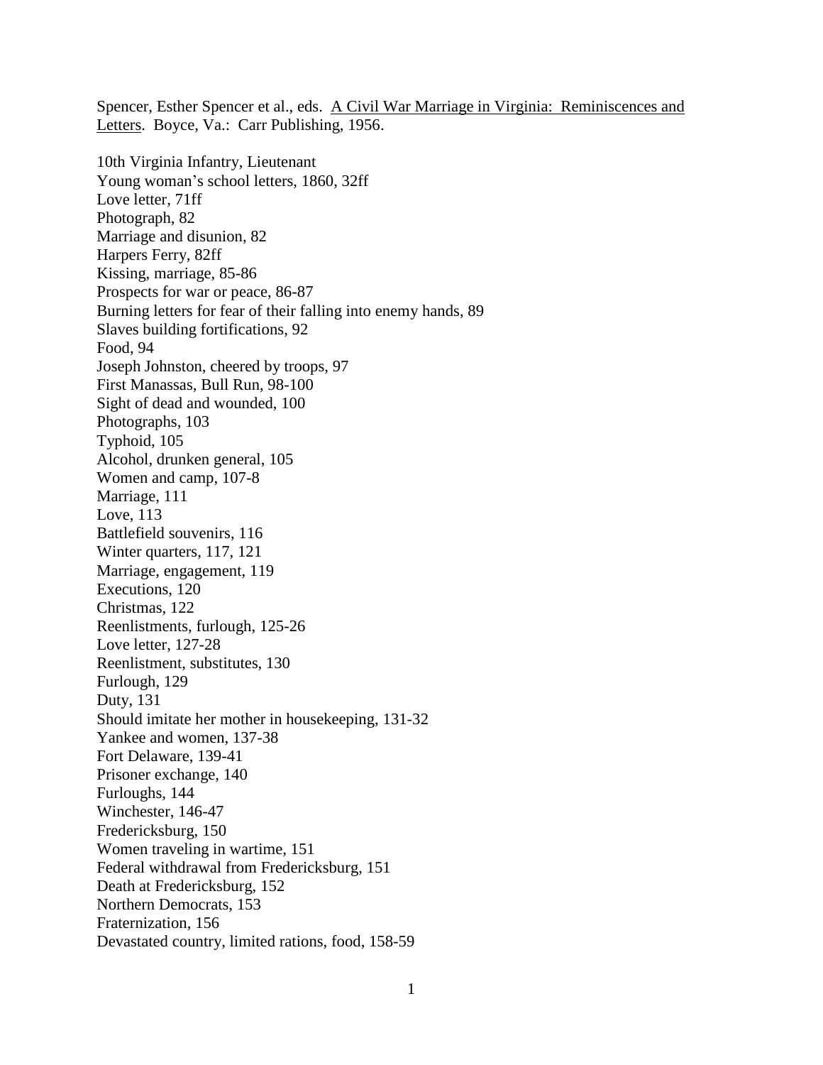Spencer, Esther Spencer et al., eds. <u>A Civil War Marriage in Virginia: Reminiscences and Letters</u>. Boyce, Va.: Carr Publishing, 1956.

10th Virginia Infantry, Lieutenant
Young woman's school letters, 1860, 32ff
Love letter, 71ff
Photograph, 82
Marriage and disunion, 82
Harpers Ferry, 82ff
Kissing, marriage, 85-86
Prospects for war or peace, 86-87
Burning letters for fear of their falling into enemy hands, 89
Slaves building fortifications, 92
Food, 94
Joseph Johnston, cheered by troops, 97
First Manassas, Bull Run, 98-100
Sight of dead and wounded, 100
Photographs, 103
Typhoid, 105
Alcohol, drunken general, 105
Women and camp, 107-8
Marriage, 111
Love, 113
Battlefield souvenirs, 116
Winter quarters, 117, 121
Marriage, engagement, 119
Executions, 120
Christmas, 122
Reenlistments, furlough, 125-26
Love letter, 127-28
Reenlistment, substitutes, 130
Furlough, 129
Duty, 131
Should imitate her mother in housekeeping, 131-32
Yankee and women, 137-38
Fort Delaware, 139-41
Prisoner exchange, 140
Furloughs, 144
Winchester, 146-47
Fredericksburg, 150
Women traveling in wartime, 151
Federal withdrawal from Fredericksburg, 151
Death at Fredericksburg, 152
Northern Democrats, 153
Fraternization, 156
Devastated country, limited rations, food, 158-59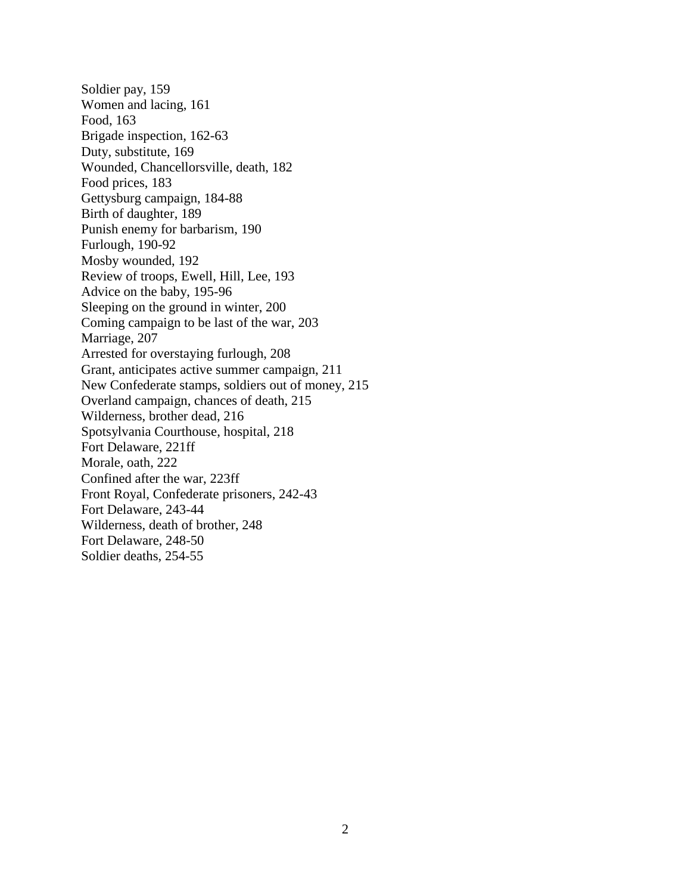Soldier pay, 159
Women and lacing, 161
Food, 163
Brigade inspection, 162-63
Duty, substitute, 169
Wounded, Chancellorsville, death, 182
Food prices, 183
Gettysburg campaign, 184-88
Birth of daughter, 189
Punish enemy for barbarism, 190
Furlough, 190-92
Mosby wounded, 192
Review of troops, Ewell, Hill, Lee, 193
Advice on the baby, 195-96
Sleeping on the ground in winter, 200
Coming campaign to be last of the war, 203
Marriage, 207
Arrested for overstaying furlough, 208
Grant, anticipates active summer campaign, 211
New Confederate stamps, soldiers out of money, 215
Overland campaign, chances of death, 215
Wilderness, brother dead, 216
Spotsylvania Courthouse, hospital, 218
Fort Delaware, 221ff
Morale, oath, 222
Confined after the war, 223ff
Front Royal, Confederate prisoners, 242-43
Fort Delaware, 243-44
Wilderness, death of brother, 248
Fort Delaware, 248-50
Soldier deaths, 254-55